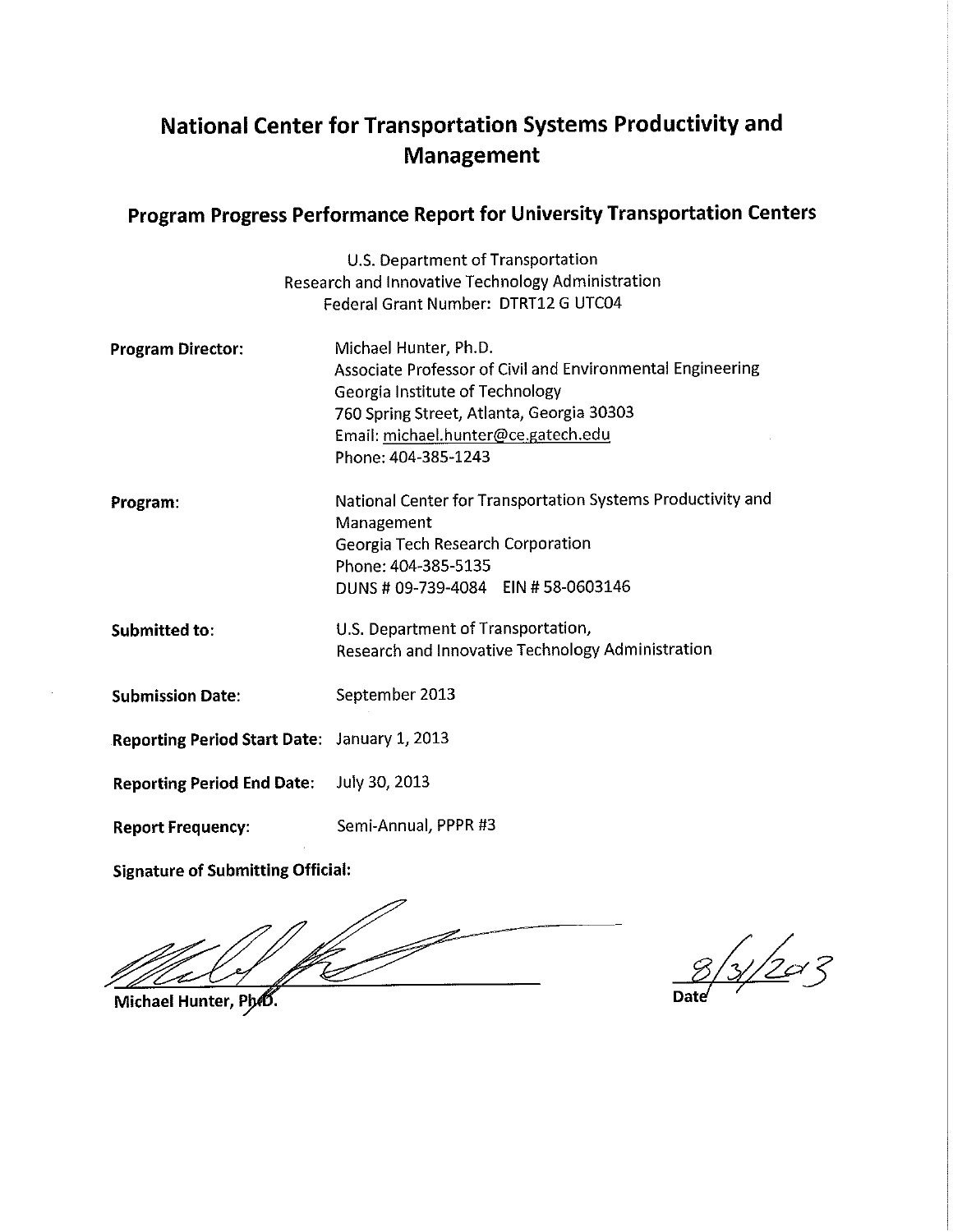# National Center for Transportation Systems Productivity and Management

## Program Progress Performance Report for University Transportation Centers

U.S. Department of Transportation
Research and Innovative Technology Administration
Federal Grant Number: DTRT12 G UTC04

**Program Director:** Michael Hunter, Ph.D.
Associate Professor of Civil and Environmental Engineering
Georgia Institute of Technology
760 Spring Street, Atlanta, Georgia 30303
Email: michael.hunter@ce.gatech.edu
Phone: 404-385-1243

**Program:** National Center for Transportation Systems Productivity and Management
Georgia Tech Research Corporation
Phone: 404-385-5135
DUNS # 09-739-4084 EIN # 58-0603146

**Submitted to:** U.S. Department of Transportation,
Research and Innovative Technology Administration

**Submission Date:** September 2013

**Reporting Period Start Date:** January 1, 2013

**Reporting Period End Date:** July 30, 2013

**Report Frequency:** Semi-Annual, PPPR #3

**Signature of Submitting Official:**

Michael Hunter, PhD.

8/31/2013
Date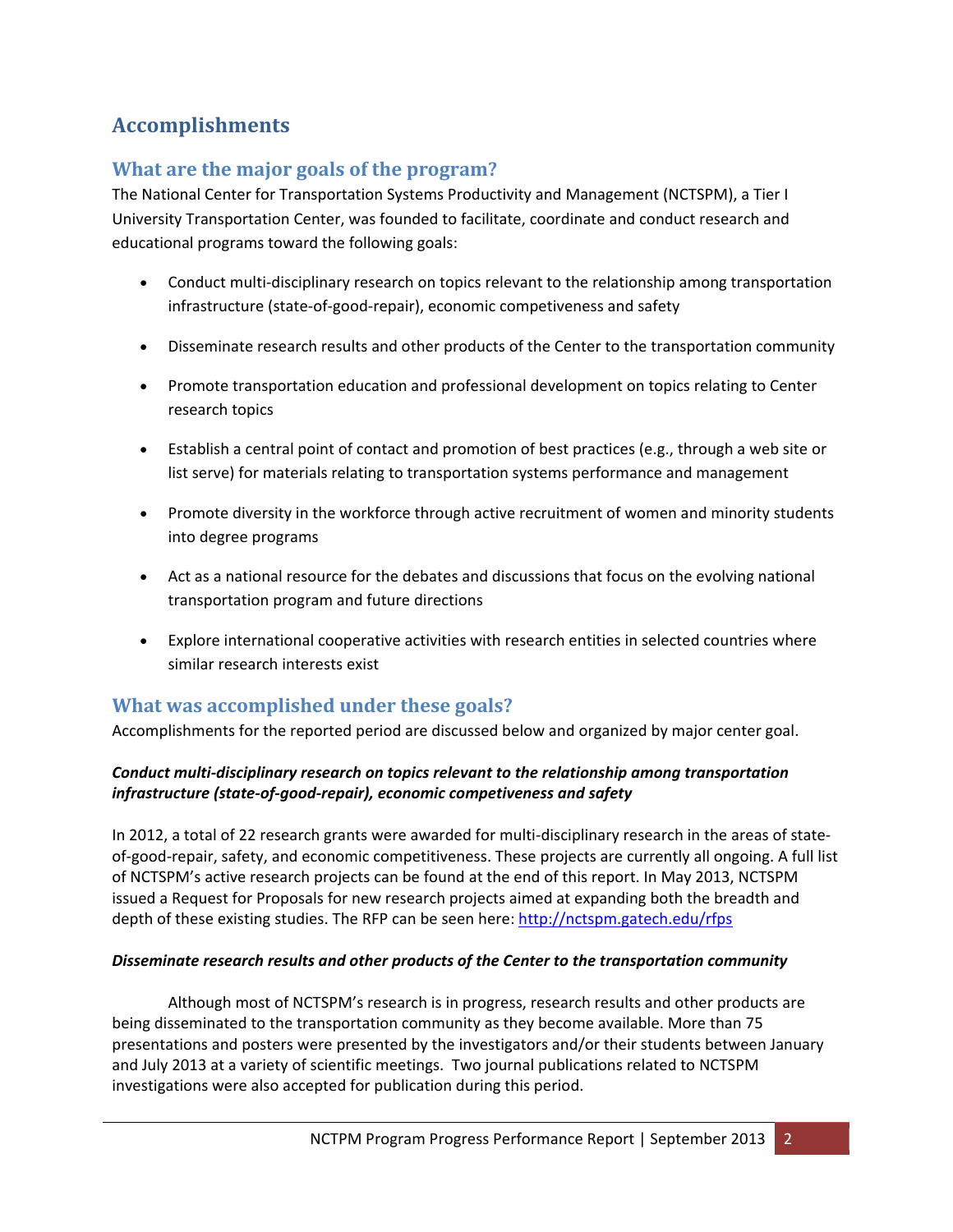# Accomplishments

## What are the major goals of the program?

The National Center for Transportation Systems Productivity and Management (NCTSPM), a Tier I University Transportation Center, was founded to facilitate, coordinate and conduct research and educational programs toward the following goals:

- Conduct multi-disciplinary research on topics relevant to the relationship among transportation infrastructure (state-of-good-repair), economic competiveness and safety
- Disseminate research results and other products of the Center to the transportation community
- Promote transportation education and professional development on topics relating to Center research topics
- Establish a central point of contact and promotion of best practices (e.g., through a web site or list serve) for materials relating to transportation systems performance and management
- Promote diversity in the workforce through active recruitment of women and minority students into degree programs
- Act as a national resource for the debates and discussions that focus on the evolving national transportation program and future directions
- Explore international cooperative activities with research entities in selected countries where similar research interests exist

## What was accomplished under these goals?

Accomplishments for the reported period are discussed below and organized by major center goal.

***Conduct multi-disciplinary research on topics relevant to the relationship among transportation infrastructure (state-of-good-repair), economic competiveness and safety***

In 2012, a total of 22 research grants were awarded for multi-disciplinary research in the areas of state-of-good-repair, safety, and economic competitiveness. These projects are currently all ongoing. A full list of NCTSPM's active research projects can be found at the end of this report. In May 2013, NCTSPM issued a Request for Proposals for new research projects aimed at expanding both the breadth and depth of these existing studies. The RFP can be seen here: http://nctspm.gatech.edu/rfps

***Disseminate research results and other products of the Center to the transportation community***

Although most of NCTSPM's research is in progress, research results and other products are being disseminated to the transportation community as they become available. More than 75 presentations and posters were presented by the investigators and/or their students between January and July 2013 at a variety of scientific meetings. Two journal publications related to NCTSPM investigations were also accepted for publication during this period.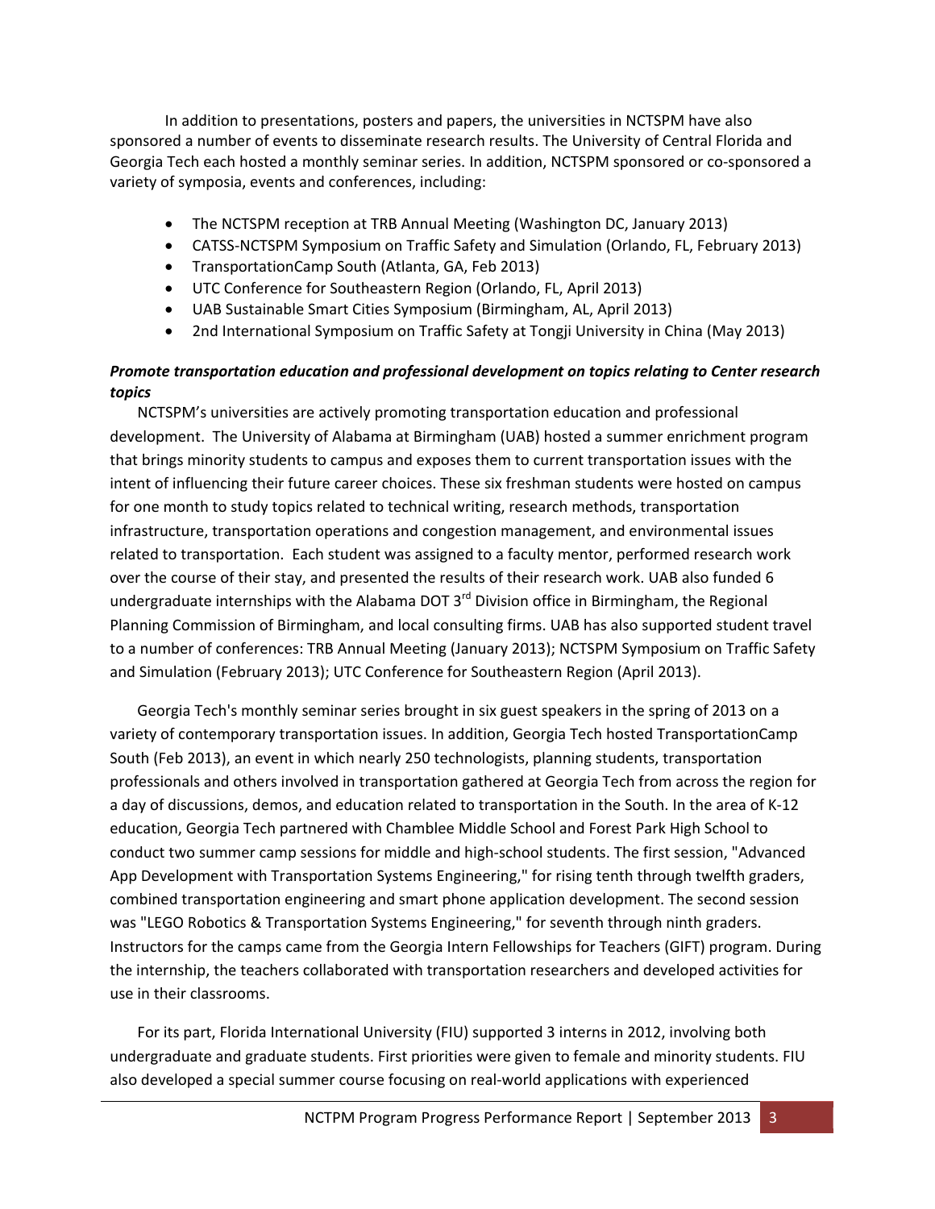In addition to presentations, posters and papers, the universities in NCTSPM have also sponsored a number of events to disseminate research results. The University of Central Florida and Georgia Tech each hosted a monthly seminar series. In addition, NCTSPM sponsored or co-sponsored a variety of symposia, events and conferences, including:

- The NCTSPM reception at TRB Annual Meeting (Washington DC, January 2013)
- CATSS-NCTSPM Symposium on Traffic Safety and Simulation (Orlando, FL, February 2013)
- TransportationCamp South (Atlanta, GA, Feb 2013)
- UTC Conference for Southeastern Region (Orlando, FL, April 2013)
- UAB Sustainable Smart Cities Symposium (Birmingham, AL, April 2013)
- 2nd International Symposium on Traffic Safety at Tongji University in China (May 2013)

***Promote transportation education and professional development on topics relating to Center research topics***

NCTSPM's universities are actively promoting transportation education and professional development. The University of Alabama at Birmingham (UAB) hosted a summer enrichment program that brings minority students to campus and exposes them to current transportation issues with the intent of influencing their future career choices. These six freshman students were hosted on campus for one month to study topics related to technical writing, research methods, transportation infrastructure, transportation operations and congestion management, and environmental issues related to transportation. Each student was assigned to a faculty mentor, performed research work over the course of their stay, and presented the results of their research work. UAB also funded 6 undergraduate internships with the Alabama DOT 3rd Division office in Birmingham, the Regional Planning Commission of Birmingham, and local consulting firms. UAB has also supported student travel to a number of conferences: TRB Annual Meeting (January 2013); NCTSPM Symposium on Traffic Safety and Simulation (February 2013); UTC Conference for Southeastern Region (April 2013).

Georgia Tech's monthly seminar series brought in six guest speakers in the spring of 2013 on a variety of contemporary transportation issues. In addition, Georgia Tech hosted TransportationCamp South (Feb 2013), an event in which nearly 250 technologists, planning students, transportation professionals and others involved in transportation gathered at Georgia Tech from across the region for a day of discussions, demos, and education related to transportation in the South. In the area of K-12 education, Georgia Tech partnered with Chamblee Middle School and Forest Park High School to conduct two summer camp sessions for middle and high-school students. The first session, "Advanced App Development with Transportation Systems Engineering," for rising tenth through twelfth graders, combined transportation engineering and smart phone application development. The second session was "LEGO Robotics & Transportation Systems Engineering," for seventh through ninth graders. Instructors for the camps came from the Georgia Intern Fellowships for Teachers (GIFT) program. During the internship, the teachers collaborated with transportation researchers and developed activities for use in their classrooms.

For its part, Florida International University (FIU) supported 3 interns in 2012, involving both undergraduate and graduate students. First priorities were given to female and minority students. FIU also developed a special summer course focusing on real-world applications with experienced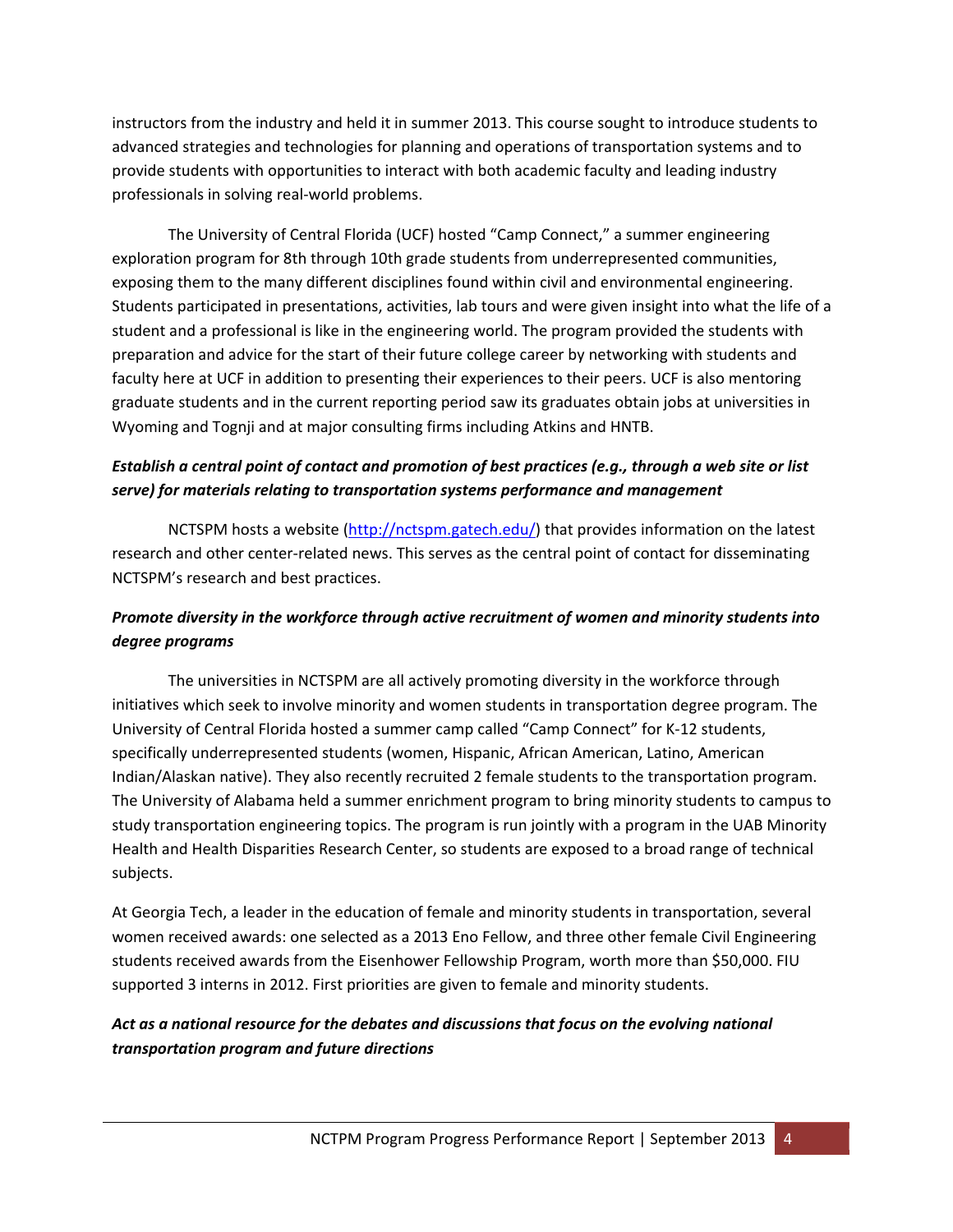instructors from the industry and held it in summer 2013. This course sought to introduce students to advanced strategies and technologies for planning and operations of transportation systems and to provide students with opportunities to interact with both academic faculty and leading industry professionals in solving real-world problems.

The University of Central Florida (UCF) hosted "Camp Connect," a summer engineering exploration program for 8th through 10th grade students from underrepresented communities, exposing them to the many different disciplines found within civil and environmental engineering. Students participated in presentations, activities, lab tours and were given insight into what the life of a student and a professional is like in the engineering world. The program provided the students with preparation and advice for the start of their future college career by networking with students and faculty here at UCF in addition to presenting their experiences to their peers. UCF is also mentoring graduate students and in the current reporting period saw its graduates obtain jobs at universities in Wyoming and Tognji and at major consulting firms including Atkins and HNTB.

***Establish a central point of contact and promotion of best practices (e.g., through a web site or list serve) for materials relating to transportation systems performance and management***

NCTSPM hosts a website (http://nctspm.gatech.edu/) that provides information on the latest research and other center-related news. This serves as the central point of contact for disseminating NCTSPM's research and best practices.

***Promote diversity in the workforce through active recruitment of women and minority students into degree programs***

The universities in NCTSPM are all actively promoting diversity in the workforce through initiatives which seek to involve minority and women students in transportation degree program. The University of Central Florida hosted a summer camp called "Camp Connect" for K-12 students, specifically underrepresented students (women, Hispanic, African American, Latino, American Indian/Alaskan native). They also recently recruited 2 female students to the transportation program. The University of Alabama held a summer enrichment program to bring minority students to campus to study transportation engineering topics. The program is run jointly with a program in the UAB Minority Health and Health Disparities Research Center, so students are exposed to a broad range of technical subjects.

At Georgia Tech, a leader in the education of female and minority students in transportation, several women received awards: one selected as a 2013 Eno Fellow, and three other female Civil Engineering students received awards from the Eisenhower Fellowship Program, worth more than $50,000. FIU supported 3 interns in 2012. First priorities are given to female and minority students.

***Act as a national resource for the debates and discussions that focus on the evolving national transportation program and future directions***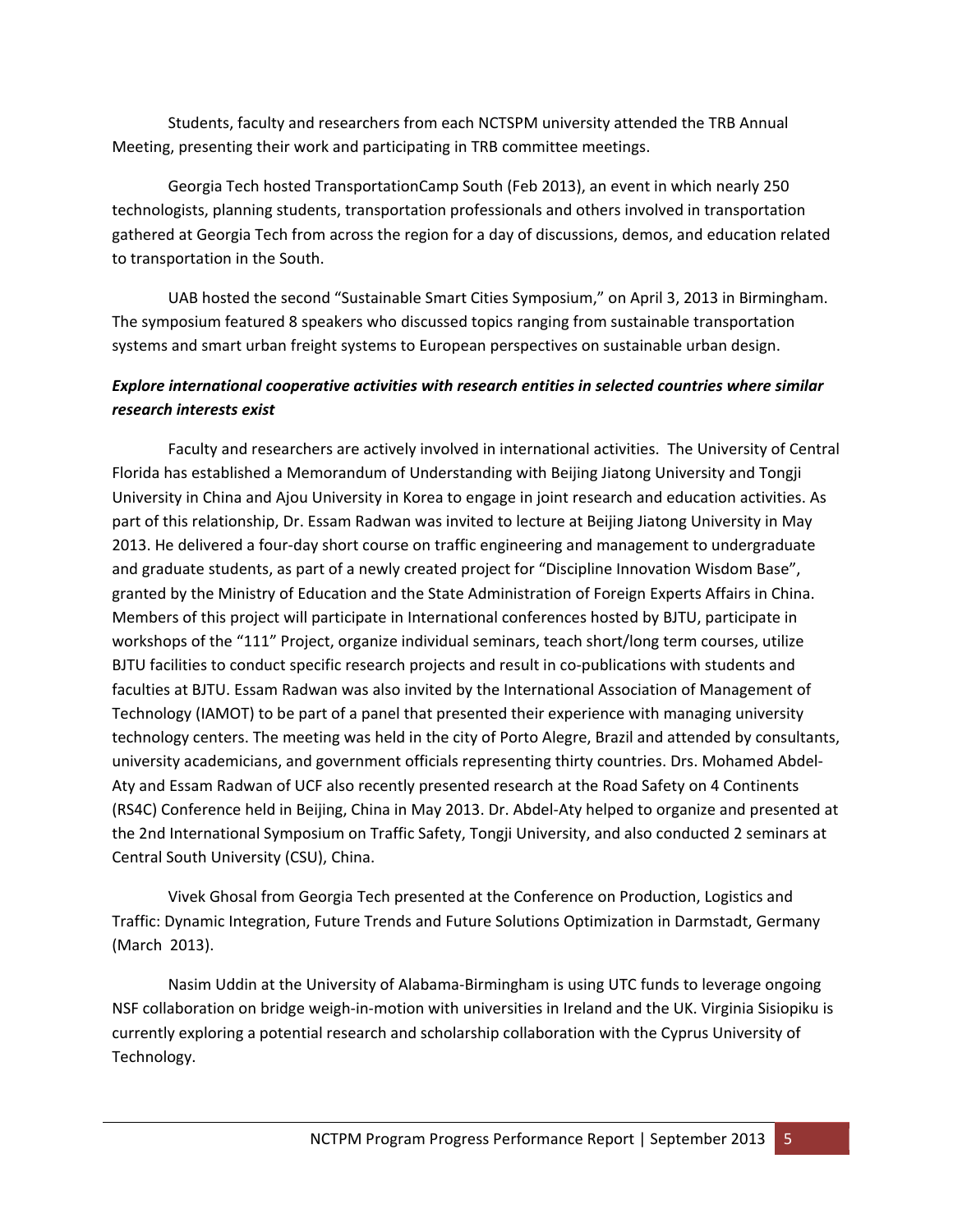Students, faculty and researchers from each NCTSPM university attended the TRB Annual Meeting, presenting their work and participating in TRB committee meetings.

Georgia Tech hosted TransportationCamp South (Feb 2013), an event in which nearly 250 technologists, planning students, transportation professionals and others involved in transportation gathered at Georgia Tech from across the region for a day of discussions, demos, and education related to transportation in the South.

UAB hosted the second "Sustainable Smart Cities Symposium," on April 3, 2013 in Birmingham. The symposium featured 8 speakers who discussed topics ranging from sustainable transportation systems and smart urban freight systems to European perspectives on sustainable urban design.

***Explore international cooperative activities with research entities in selected countries where similar research interests exist***

Faculty and researchers are actively involved in international activities. The University of Central Florida has established a Memorandum of Understanding with Beijing Jiatong University and Tongji University in China and Ajou University in Korea to engage in joint research and education activities. As part of this relationship, Dr. Essam Radwan was invited to lecture at Beijing Jiatong University in May 2013. He delivered a four-day short course on traffic engineering and management to undergraduate and graduate students, as part of a newly created project for "Discipline Innovation Wisdom Base", granted by the Ministry of Education and the State Administration of Foreign Experts Affairs in China. Members of this project will participate in International conferences hosted by BJTU, participate in workshops of the "111" Project, organize individual seminars, teach short/long term courses, utilize BJTU facilities to conduct specific research projects and result in co-publications with students and faculties at BJTU. Essam Radwan was also invited by the International Association of Management of Technology (IAMOT) to be part of a panel that presented their experience with managing university technology centers. The meeting was held in the city of Porto Alegre, Brazil and attended by consultants, university academicians, and government officials representing thirty countries. Drs. Mohamed Abdel-Aty and Essam Radwan of UCF also recently presented research at the Road Safety on 4 Continents (RS4C) Conference held in Beijing, China in May 2013. Dr. Abdel-Aty helped to organize and presented at the 2nd International Symposium on Traffic Safety, Tongji University, and also conducted 2 seminars at Central South University (CSU), China.

Vivek Ghosal from Georgia Tech presented at the Conference on Production, Logistics and Traffic: Dynamic Integration, Future Trends and Future Solutions Optimization in Darmstadt, Germany (March 2013).

Nasim Uddin at the University of Alabama-Birmingham is using UTC funds to leverage ongoing NSF collaboration on bridge weigh-in-motion with universities in Ireland and the UK. Virginia Sisiopiku is currently exploring a potential research and scholarship collaboration with the Cyprus University of Technology.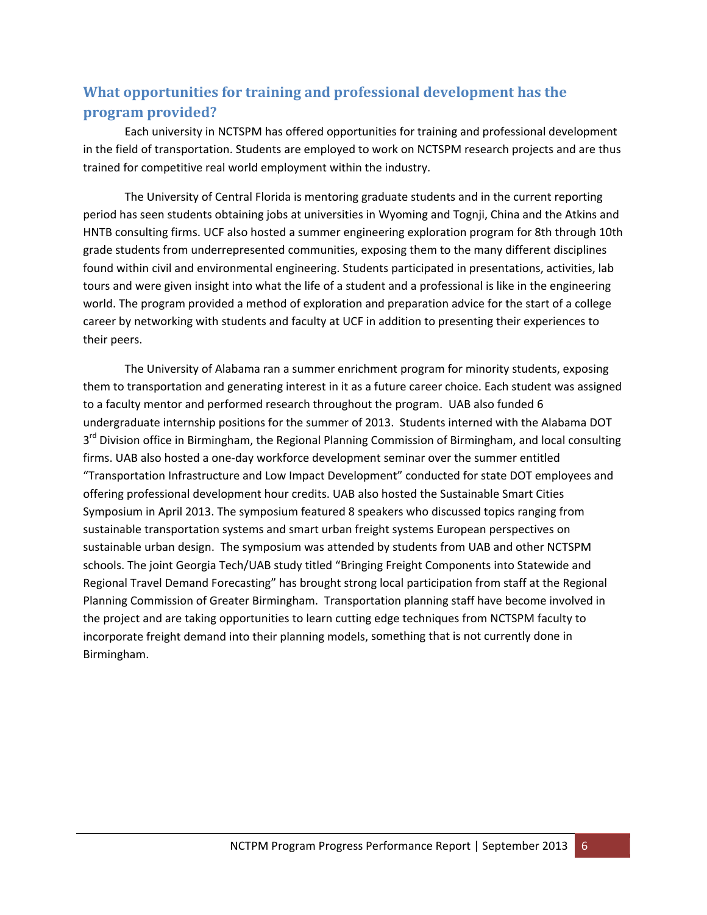## What opportunities for training and professional development has the program provided?

Each university in NCTSPM has offered opportunities for training and professional development in the field of transportation. Students are employed to work on NCTSPM research projects and are thus trained for competitive real world employment within the industry.

The University of Central Florida is mentoring graduate students and in the current reporting period has seen students obtaining jobs at universities in Wyoming and Tognji, China and the Atkins and HNTB consulting firms. UCF also hosted a summer engineering exploration program for 8th through 10th grade students from underrepresented communities, exposing them to the many different disciplines found within civil and environmental engineering. Students participated in presentations, activities, lab tours and were given insight into what the life of a student and a professional is like in the engineering world. The program provided a method of exploration and preparation advice for the start of a college career by networking with students and faculty at UCF in addition to presenting their experiences to their peers.

The University of Alabama ran a summer enrichment program for minority students, exposing them to transportation and generating interest in it as a future career choice. Each student was assigned to a faculty mentor and performed research throughout the program. UAB also funded 6 undergraduate internship positions for the summer of 2013. Students interned with the Alabama DOT 3rd Division office in Birmingham, the Regional Planning Commission of Birmingham, and local consulting firms. UAB also hosted a one-day workforce development seminar over the summer entitled "Transportation Infrastructure and Low Impact Development" conducted for state DOT employees and offering professional development hour credits. UAB also hosted the Sustainable Smart Cities Symposium in April 2013. The symposium featured 8 speakers who discussed topics ranging from sustainable transportation systems and smart urban freight systems European perspectives on sustainable urban design. The symposium was attended by students from UAB and other NCTSPM schools. The joint Georgia Tech/UAB study titled "Bringing Freight Components into Statewide and Regional Travel Demand Forecasting" has brought strong local participation from staff at the Regional Planning Commission of Greater Birmingham. Transportation planning staff have become involved in the project and are taking opportunities to learn cutting edge techniques from NCTSPM faculty to incorporate freight demand into their planning models, something that is not currently done in Birmingham.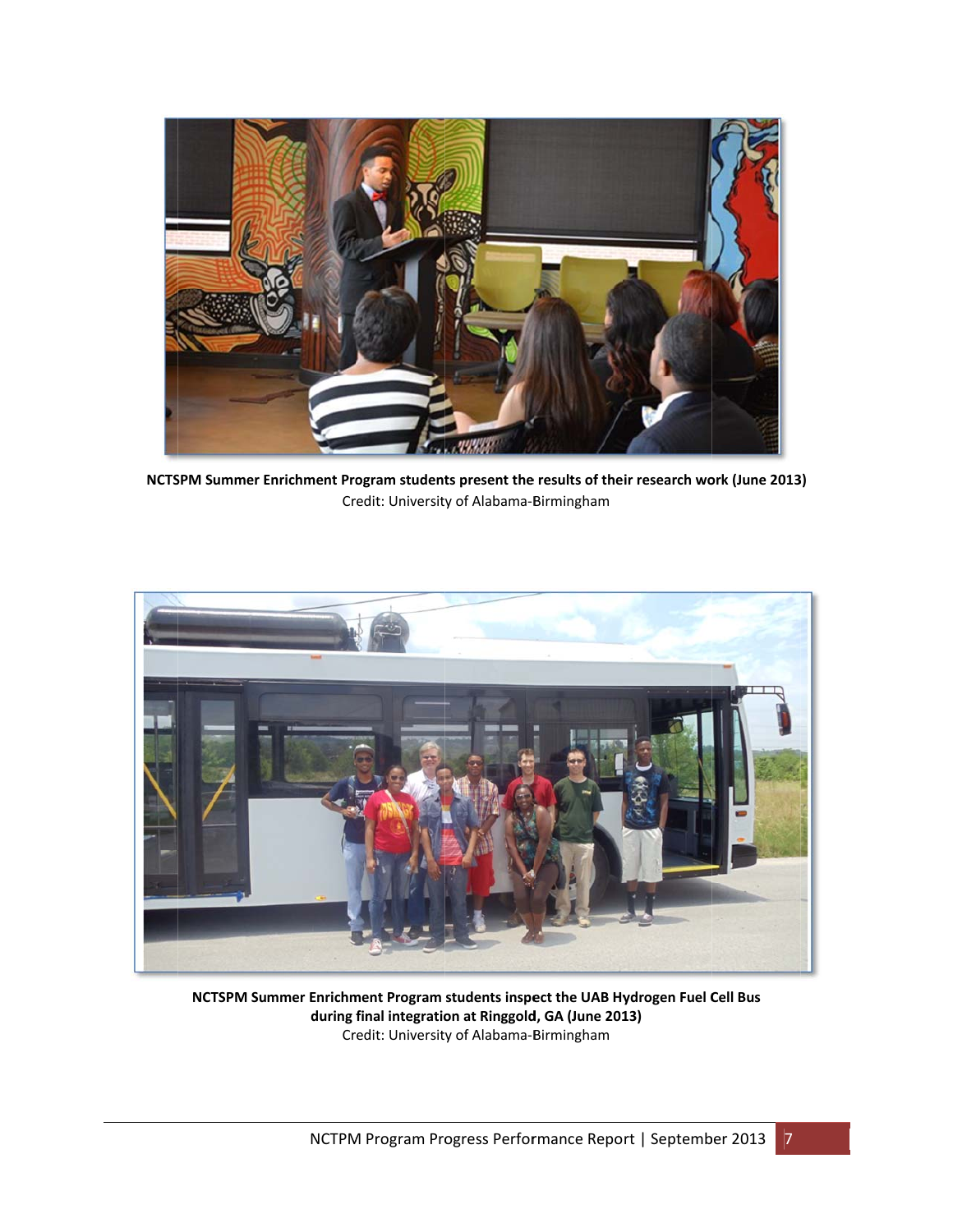**NCTSPM Summer Enrichment Program students present the results of their research work (June 2013)**
Credit: University of Alabama-Birmingham

**NCTSPM Summer Enrichment Program students inspect the UAB Hydrogen Fuel Cell Bus during final integration at Ringgold, GA (June 2013)**
Credit: University of Alabama-Birmingham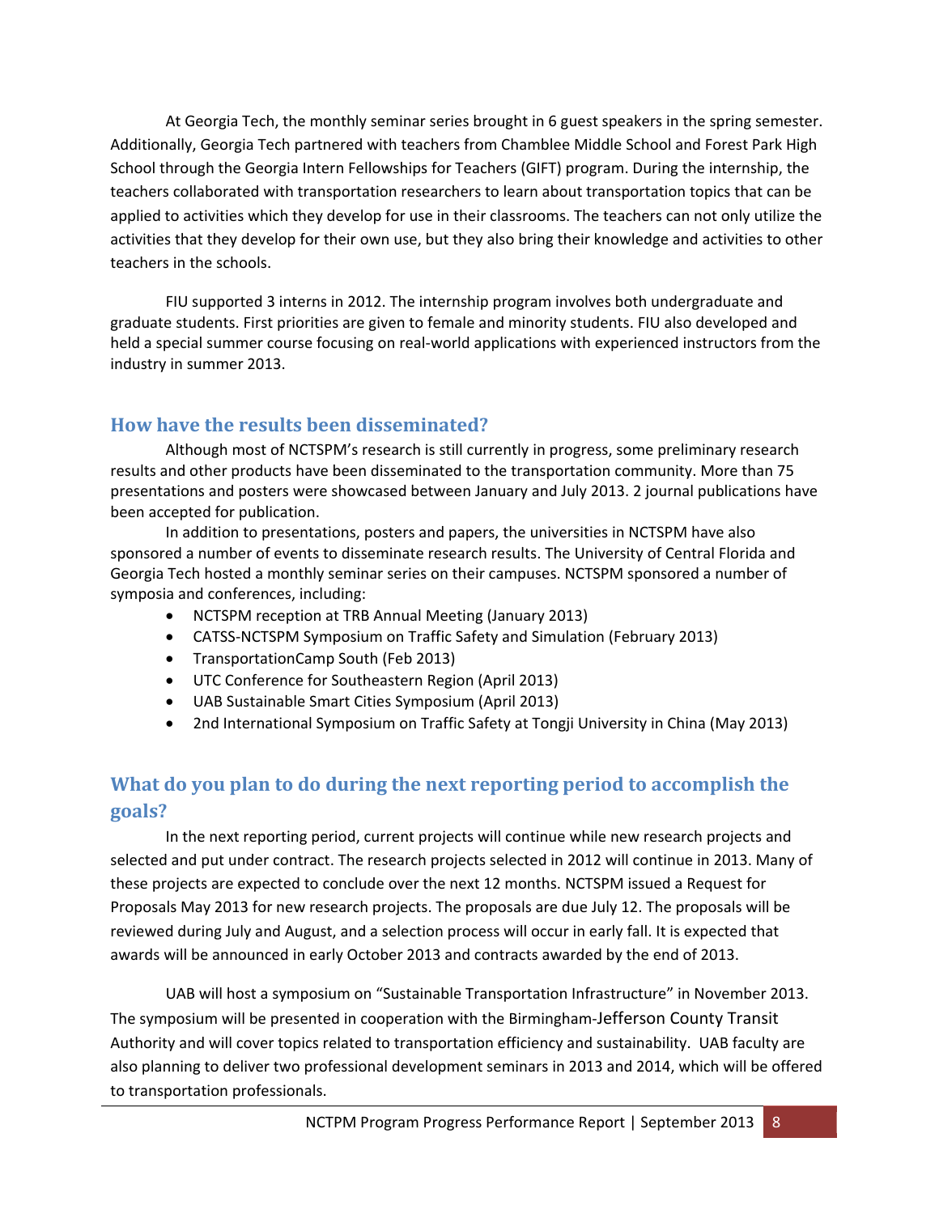At Georgia Tech, the monthly seminar series brought in 6 guest speakers in the spring semester. Additionally, Georgia Tech partnered with teachers from Chamblee Middle School and Forest Park High School through the Georgia Intern Fellowships for Teachers (GIFT) program. During the internship, the teachers collaborated with transportation researchers to learn about transportation topics that can be applied to activities which they develop for use in their classrooms. The teachers can not only utilize the activities that they develop for their own use, but they also bring their knowledge and activities to other teachers in the schools.

FIU supported 3 interns in 2012. The internship program involves both undergraduate and graduate students. First priorities are given to female and minority students. FIU also developed and held a special summer course focusing on real-world applications with experienced instructors from the industry in summer 2013.

## How have the results been disseminated?

Although most of NCTSPM's research is still currently in progress, some preliminary research results and other products have been disseminated to the transportation community. More than 75 presentations and posters were showcased between January and July 2013. 2 journal publications have been accepted for publication.

In addition to presentations, posters and papers, the universities in NCTSPM have also sponsored a number of events to disseminate research results. The University of Central Florida and Georgia Tech hosted a monthly seminar series on their campuses. NCTSPM sponsored a number of symposia and conferences, including:

- NCTSPM reception at TRB Annual Meeting (January 2013)
- CATSS-NCTSPM Symposium on Traffic Safety and Simulation (February 2013)
- TransportationCamp South (Feb 2013)
- UTC Conference for Southeastern Region (April 2013)
- UAB Sustainable Smart Cities Symposium (April 2013)
- 2nd International Symposium on Traffic Safety at Tongji University in China (May 2013)

## What do you plan to do during the next reporting period to accomplish the goals?

In the next reporting period, current projects will continue while new research projects and selected and put under contract. The research projects selected in 2012 will continue in 2013. Many of these projects are expected to conclude over the next 12 months. NCTSPM issued a Request for Proposals May 2013 for new research projects. The proposals are due July 12. The proposals will be reviewed during July and August, and a selection process will occur in early fall. It is expected that awards will be announced in early October 2013 and contracts awarded by the end of 2013.

UAB will host a symposium on "Sustainable Transportation Infrastructure" in November 2013. The symposium will be presented in cooperation with the Birmingham-Jefferson County Transit Authority and will cover topics related to transportation efficiency and sustainability. UAB faculty are also planning to deliver two professional development seminars in 2013 and 2014, which will be offered to transportation professionals.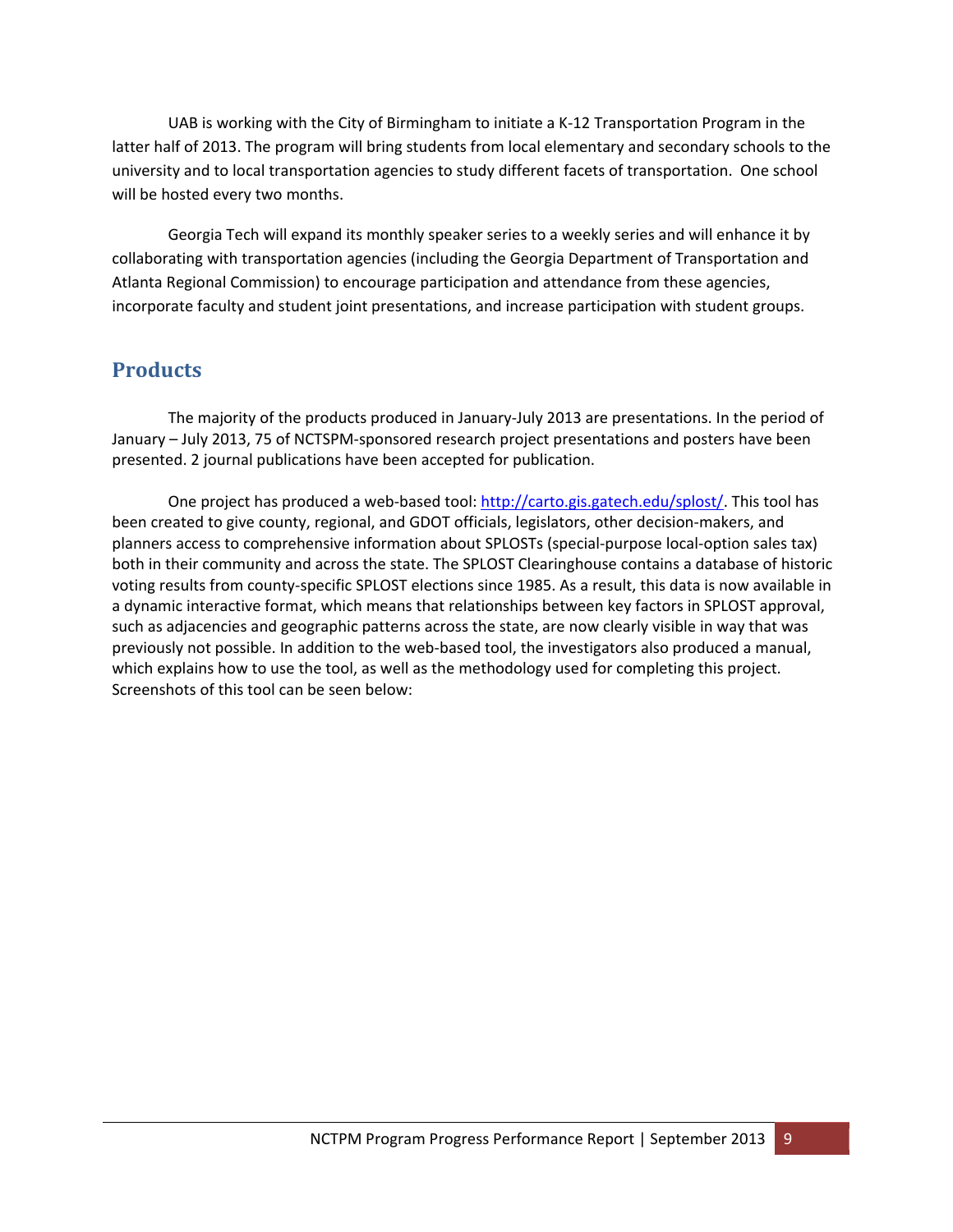UAB is working with the City of Birmingham to initiate a K-12 Transportation Program in the latter half of 2013. The program will bring students from local elementary and secondary schools to the university and to local transportation agencies to study different facets of transportation. One school will be hosted every two months.

Georgia Tech will expand its monthly speaker series to a weekly series and will enhance it by collaborating with transportation agencies (including the Georgia Department of Transportation and Atlanta Regional Commission) to encourage participation and attendance from these agencies, incorporate faculty and student joint presentations, and increase participation with student groups.

## Products

The majority of the products produced in January-July 2013 are presentations. In the period of January – July 2013, 75 of NCTSPM-sponsored research project presentations and posters have been presented. 2 journal publications have been accepted for publication.

One project has produced a web-based tool: [http://carto.gis.gatech.edu/splost/](http://carto.gis.gatech.edu/splost/). This tool has been created to give county, regional, and GDOT officials, legislators, other decision-makers, and planners access to comprehensive information about SPLOSTs (special-purpose local-option sales tax) both in their community and across the state. The SPLOST Clearinghouse contains a database of historic voting results from county-specific SPLOST elections since 1985. As a result, this data is now available in a dynamic interactive format, which means that relationships between key factors in SPLOST approval, such as adjacencies and geographic patterns across the state, are now clearly visible in way that was previously not possible. In addition to the web-based tool, the investigators also produced a manual, which explains how to use the tool, as well as the methodology used for completing this project. Screenshots of this tool can be seen below: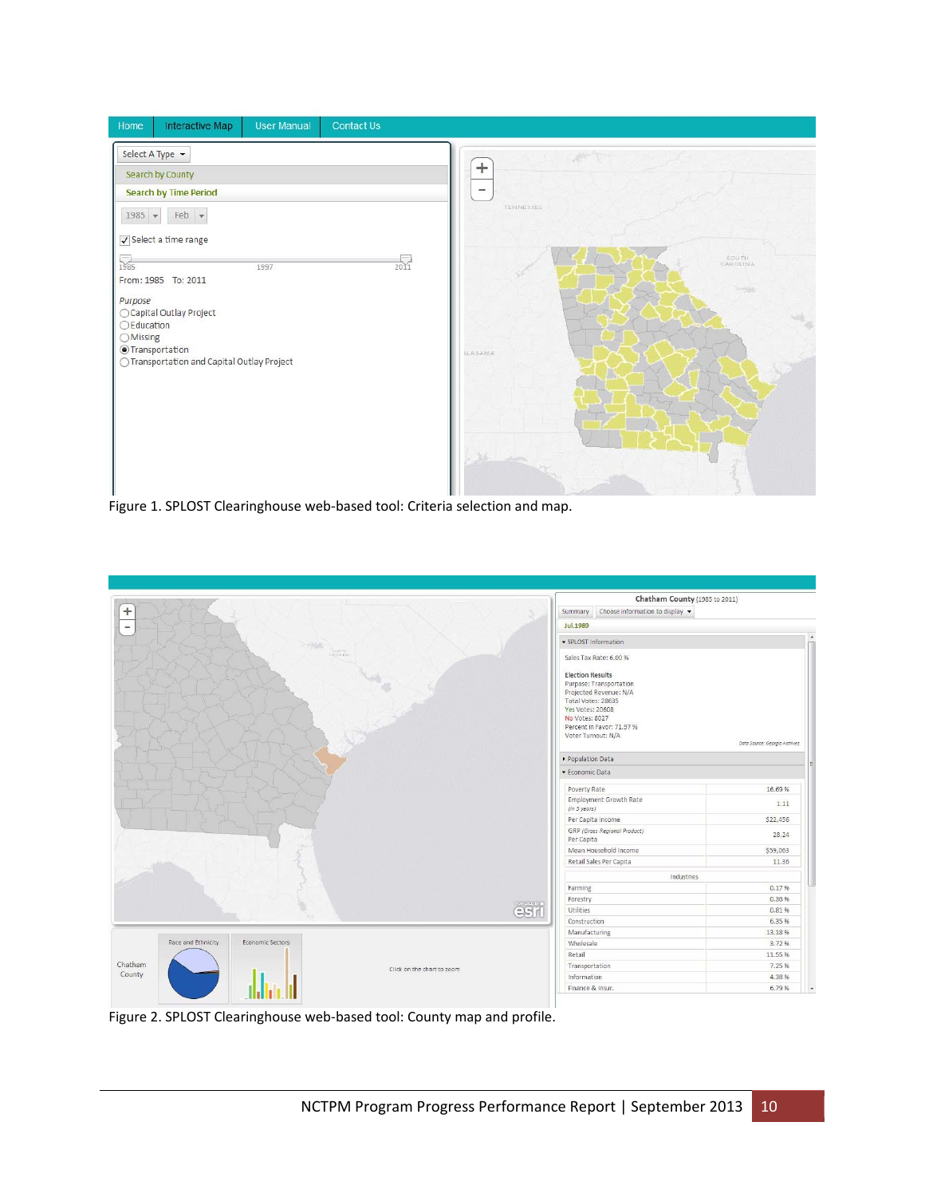Figure 1. SPLOST Clearinghouse web-based tool: Criteria selection and map.

Figure 2. SPLOST Clearinghouse web-based tool: County map and profile.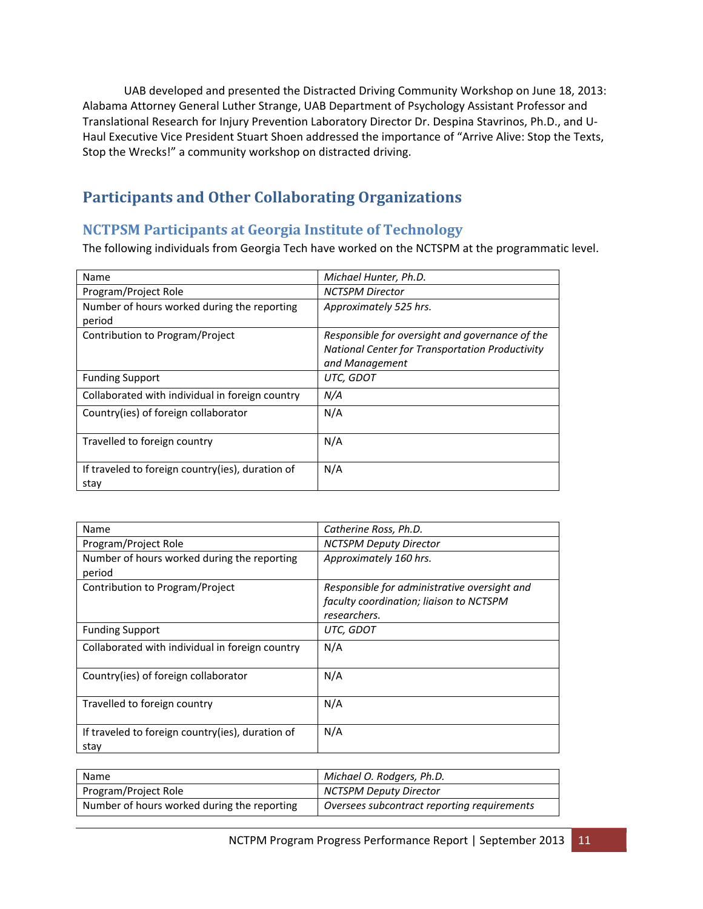UAB developed and presented the Distracted Driving Community Workshop on June 18, 2013: Alabama Attorney General Luther Strange, UAB Department of Psychology Assistant Professor and Translational Research for Injury Prevention Laboratory Director Dr. Despina Stavrinos, Ph.D., and U-Haul Executive Vice President Stuart Shoen addressed the importance of "Arrive Alive: Stop the Texts, Stop the Wrecks!" a community workshop on distracted driving.

## Participants and Other Collaborating Organizations

### NCTPSM Participants at Georgia Institute of Technology

The following individuals from Georgia Tech have worked on the NCTSPM at the programmatic level.

| Name | *Michael Hunter, Ph.D.* |
|---|---|
| Program/Project Role | *NCTSPM Director* |
| Number of hours worked during the reporting period | *Approximately 525 hrs.* |
| Contribution to Program/Project | *Responsible for oversight and governance of the National Center for Transportation Productivity and Management* |
| Funding Support | *UTC, GDOT* |
| Collaborated with individual in foreign country | *N/A* |
| Country(ies) of foreign collaborator | N/A |
| Travelled to foreign country | N/A |
| If traveled to foreign country(ies), duration of stay | N/A |

| Name | *Catherine Ross, Ph.D.* |
|---|---|
| Program/Project Role | *NCTSPM Deputy Director* |
| Number of hours worked during the reporting period | *Approximately 160 hrs.* |
| Contribution to Program/Project | *Responsible for administrative oversight and faculty coordination; liaison to NCTSPM researchers.* |
| Funding Support | *UTC, GDOT* |
| Collaborated with individual in foreign country | N/A |
| Country(ies) of foreign collaborator | N/A |
| Travelled to foreign country | N/A |
| If traveled to foreign country(ies), duration of stay | N/A |

| Name | *Michael O. Rodgers, Ph.D.* |
|---|---|
| Program/Project Role | *NCTSPM Deputy Director* |
| Number of hours worked during the reporting | *Oversees subcontract reporting requirements* |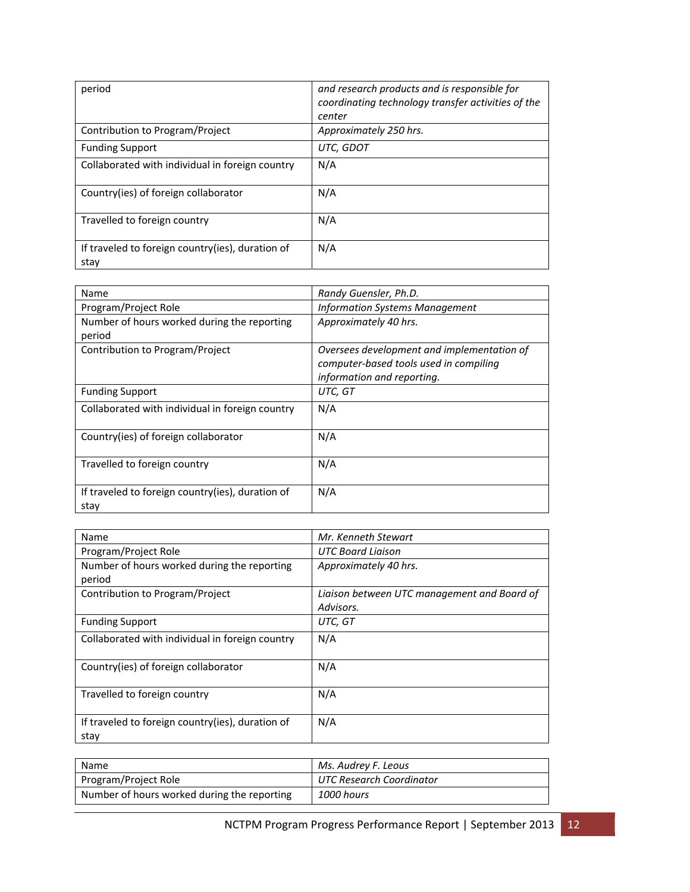| period | *and research products and is responsible for coordinating technology transfer activities of the center* |
|---|---|
| Contribution to Program/Project | *Approximately 250 hrs.* |
| Funding Support | *UTC, GDOT* |
| Collaborated with individual in foreign country | N/A |
| Country(ies) of foreign collaborator | N/A |
| Travelled to foreign country | N/A |
| If traveled to foreign country(ies), duration of stay | N/A |

| Name | *Randy Guensler, Ph.D.* |
|---|---|
| Program/Project Role | *Information Systems Management* |
| Number of hours worked during the reporting period | *Approximately 40 hrs.* |
| Contribution to Program/Project | *Oversees development and implementation of computer-based tools used in compiling information and reporting.* |
| Funding Support | *UTC, GT* |
| Collaborated with individual in foreign country | N/A |
| Country(ies) of foreign collaborator | N/A |
| Travelled to foreign country | N/A |
| If traveled to foreign country(ies), duration of stay | N/A |

| Name | *Mr. Kenneth Stewart* |
|---|---|
| Program/Project Role | *UTC Board Liaison* |
| Number of hours worked during the reporting period | *Approximately 40 hrs.* |
| Contribution to Program/Project | *Liaison between UTC management and Board of Advisors.* |
| Funding Support | *UTC, GT* |
| Collaborated with individual in foreign country | N/A |
| Country(ies) of foreign collaborator | N/A |
| Travelled to foreign country | N/A |
| If traveled to foreign country(ies), duration of stay | N/A |

| Name | *Ms. Audrey F. Leous* |
|---|---|
| Program/Project Role | *UTC Research Coordinator* |
| Number of hours worked during the reporting | *1000 hours* |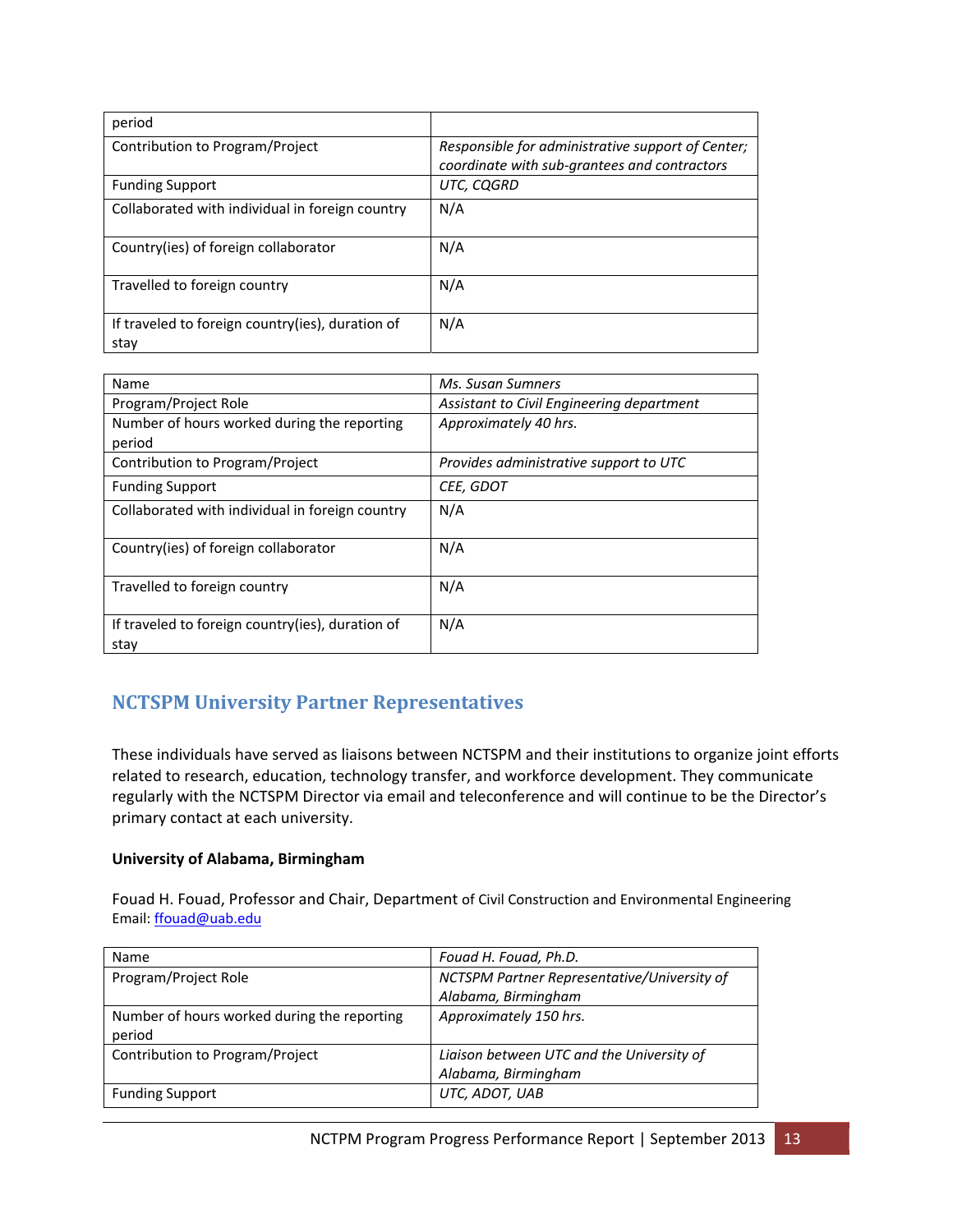| period | |
|---|---|
| Contribution to Program/Project | *Responsible for administrative support of Center; coordinate with sub-grantees and contractors* |
| Funding Support | *UTC, CQGRD* |
| Collaborated with individual in foreign country | N/A |
| Country(ies) of foreign collaborator | N/A |
| Travelled to foreign country | N/A |
| If traveled to foreign country(ies), duration of stay | N/A |

| Name | *Ms. Susan Sumners* |
|---|---|
| Program/Project Role | *Assistant to Civil Engineering department* |
| Number of hours worked during the reporting period | *Approximately 40 hrs.* |
| Contribution to Program/Project | *Provides administrative support to UTC* |
| Funding Support | *CEE, GDOT* |
| Collaborated with individual in foreign country | N/A |
| Country(ies) of foreign collaborator | N/A |
| Travelled to foreign country | N/A |
| If traveled to foreign country(ies), duration of stay | N/A |

## NCTSPM University Partner Representatives

These individuals have served as liaisons between NCTSPM and their institutions to organize joint efforts related to research, education, technology transfer, and workforce development. They communicate regularly with the NCTSPM Director via email and teleconference and will continue to be the Director's primary contact at each university.

**University of Alabama, Birmingham**

Fouad H. Fouad, Professor and Chair, Department of Civil Construction and Environmental Engineering
Email: ffouad@uab.edu

| Name | *Fouad H. Fouad, Ph.D.* |
|---|---|
| Program/Project Role | *NCTSPM Partner Representative/University of Alabama, Birmingham* |
| Number of hours worked during the reporting period | *Approximately 150 hrs.* |
| Contribution to Program/Project | *Liaison between UTC and the University of Alabama, Birmingham* |
| Funding Support | *UTC, ADOT, UAB* |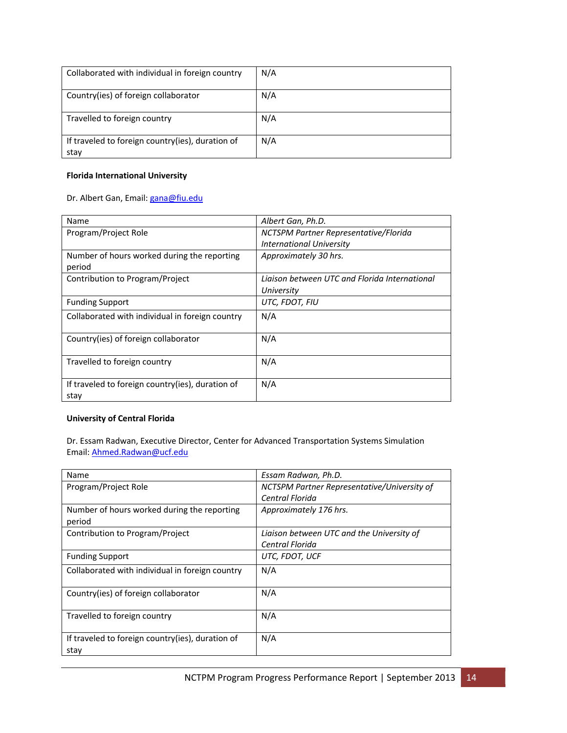| | |
|---|---|
| Collaborated with individual in foreign country | N/A |
| Country(ies) of foreign collaborator | N/A |
| Travelled to foreign country | N/A |
| If traveled to foreign country(ies), duration of stay | N/A |

**Florida International University**

Dr. Albert Gan, Email: gana@fiu.edu

| Name | *Albert Gan, Ph.D.* |
|---|---|
| Program/Project Role | *NCTSPM Partner Representative/Florida International University* |
| Number of hours worked during the reporting period | *Approximately 30 hrs.* |
| Contribution to Program/Project | *Liaison between UTC and Florida International University* |
| Funding Support | *UTC, FDOT, FIU* |
| Collaborated with individual in foreign country | N/A |
| Country(ies) of foreign collaborator | N/A |
| Travelled to foreign country | N/A |
| If traveled to foreign country(ies), duration of stay | N/A |

**University of Central Florida**

Dr. Essam Radwan, Executive Director, Center for Advanced Transportation Systems Simulation
Email: Ahmed.Radwan@ucf.edu

| Name | *Essam Radwan, Ph.D.* |
|---|---|
| Program/Project Role | *NCTSPM Partner Representative/University of Central Florida* |
| Number of hours worked during the reporting period | *Approximately 176 hrs.* |
| Contribution to Program/Project | *Liaison between UTC and the University of Central Florida* |
| Funding Support | *UTC, FDOT, UCF* |
| Collaborated with individual in foreign country | N/A |
| Country(ies) of foreign collaborator | N/A |
| Travelled to foreign country | N/A |
| If traveled to foreign country(ies), duration of stay | N/A |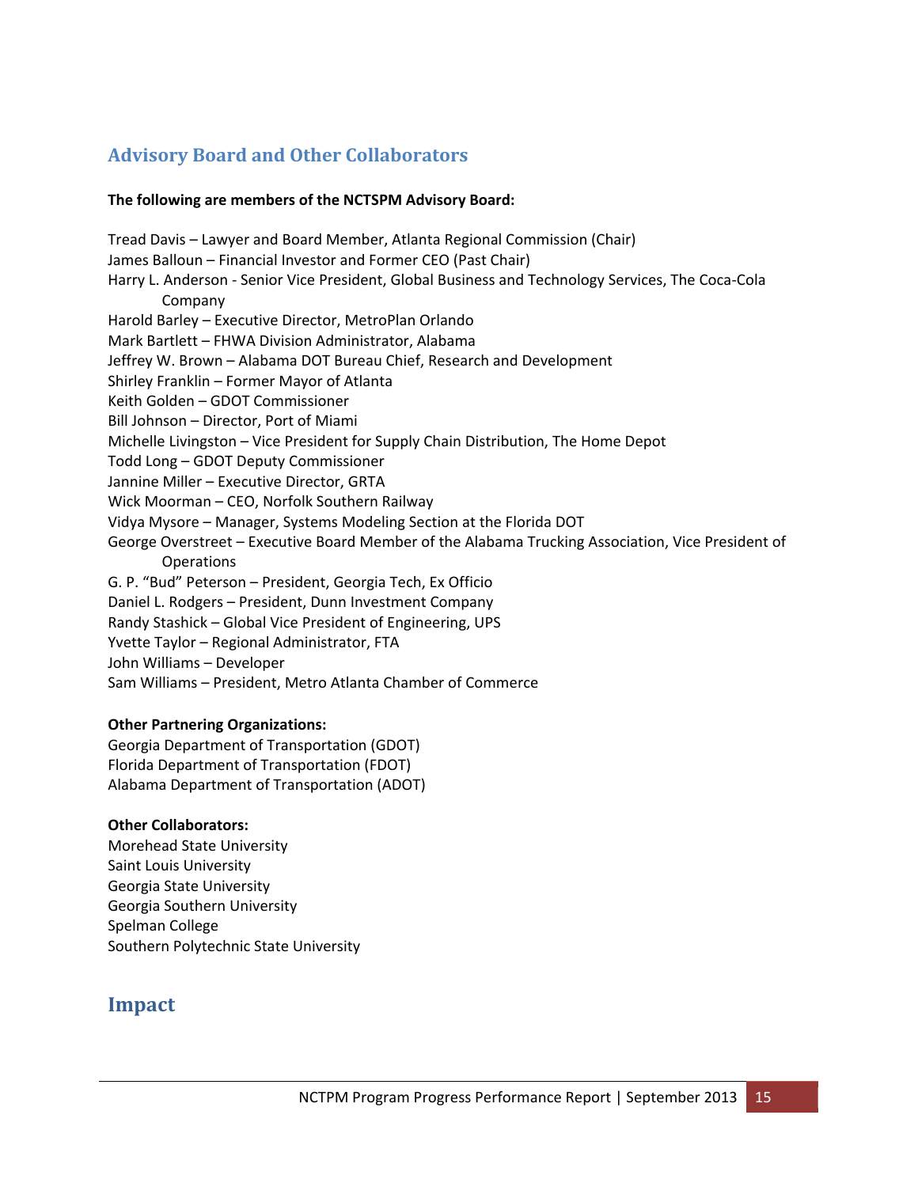## Advisory Board and Other Collaborators

**The following are members of the NCTSPM Advisory Board:**

Tread Davis – Lawyer and Board Member, Atlanta Regional Commission (Chair)
James Balloun – Financial Investor and Former CEO (Past Chair)
Harry L. Anderson - Senior Vice President, Global Business and Technology Services, The Coca-Cola Company
Harold Barley – Executive Director, MetroPlan Orlando
Mark Bartlett – FHWA Division Administrator, Alabama
Jeffrey W. Brown – Alabama DOT Bureau Chief, Research and Development
Shirley Franklin – Former Mayor of Atlanta
Keith Golden – GDOT Commissioner
Bill Johnson – Director, Port of Miami
Michelle Livingston – Vice President for Supply Chain Distribution, The Home Depot
Todd Long – GDOT Deputy Commissioner
Jannine Miller – Executive Director, GRTA
Wick Moorman – CEO, Norfolk Southern Railway
Vidya Mysore – Manager, Systems Modeling Section at the Florida DOT
George Overstreet – Executive Board Member of the Alabama Trucking Association, Vice President of Operations
G. P. "Bud" Peterson – President, Georgia Tech, Ex Officio
Daniel L. Rodgers – President, Dunn Investment Company
Randy Stashick – Global Vice President of Engineering, UPS
Yvette Taylor – Regional Administrator, FTA
John Williams – Developer
Sam Williams – President, Metro Atlanta Chamber of Commerce

**Other Partnering Organizations:**
Georgia Department of Transportation (GDOT)
Florida Department of Transportation (FDOT)
Alabama Department of Transportation (ADOT)

**Other Collaborators:**
Morehead State University
Saint Louis University
Georgia State University
Georgia Southern University
Spelman College
Southern Polytechnic State University

## Impact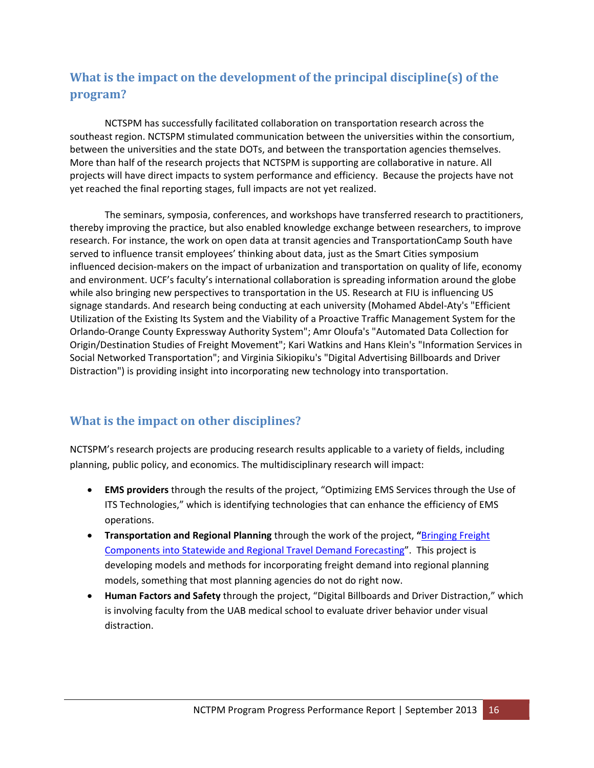## What is the impact on the development of the principal discipline(s) of the program?

NCTSPM has successfully facilitated collaboration on transportation research across the southeast region. NCTSPM stimulated communication between the universities within the consortium, between the universities and the state DOTs, and between the transportation agencies themselves. More than half of the research projects that NCTSPM is supporting are collaborative in nature. All projects will have direct impacts to system performance and efficiency. Because the projects have not yet reached the final reporting stages, full impacts are not yet realized.

The seminars, symposia, conferences, and workshops have transferred research to practitioners, thereby improving the practice, but also enabled knowledge exchange between researchers, to improve research. For instance, the work on open data at transit agencies and TransportationCamp South have served to influence transit employees' thinking about data, just as the Smart Cities symposium influenced decision-makers on the impact of urbanization and transportation on quality of life, economy and environment. UCF's faculty's international collaboration is spreading information around the globe while also bringing new perspectives to transportation in the US. Research at FIU is influencing US signage standards. And research being conducting at each university (Mohamed Abdel-Aty's "Efficient Utilization of the Existing Its System and the Viability of a Proactive Traffic Management System for the Orlando-Orange County Expressway Authority System"; Amr Oloufa's "Automated Data Collection for Origin/Destination Studies of Freight Movement"; Kari Watkins and Hans Klein's "Information Services in Social Networked Transportation"; and Virginia Sikiopiku's "Digital Advertising Billboards and Driver Distraction") is providing insight into incorporating new technology into transportation.

## What is the impact on other disciplines?

NCTSPM's research projects are producing research results applicable to a variety of fields, including planning, public policy, and economics. The multidisciplinary research will impact:

- **EMS providers** through the results of the project, "Optimizing EMS Services through the Use of ITS Technologies," which is identifying technologies that can enhance the efficiency of EMS operations.
- **Transportation and Regional Planning** through the work of the project, "Bringing Freight Components into Statewide and Regional Travel Demand Forecasting". This project is developing models and methods for incorporating freight demand into regional planning models, something that most planning agencies do not do right now.
- **Human Factors and Safety** through the project, "Digital Billboards and Driver Distraction," which is involving faculty from the UAB medical school to evaluate driver behavior under visual distraction.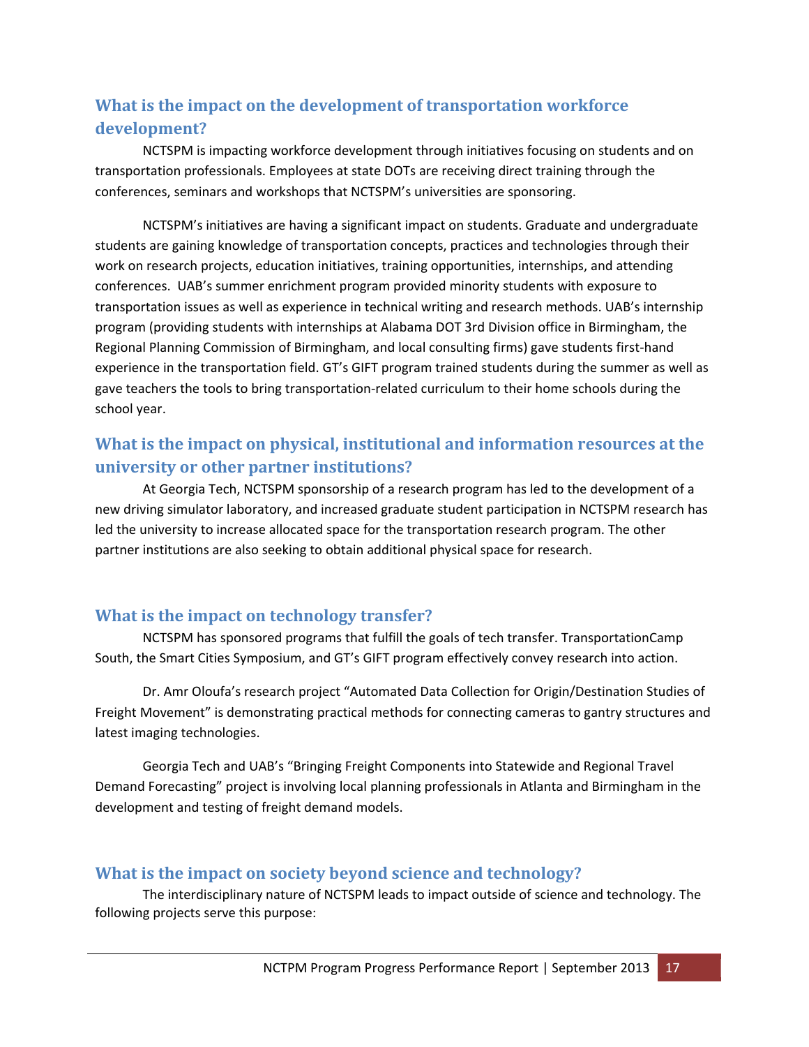## What is the impact on the development of transportation workforce development?

NCTSPM is impacting workforce development through initiatives focusing on students and on transportation professionals. Employees at state DOTs are receiving direct training through the conferences, seminars and workshops that NCTSPM's universities are sponsoring.

NCTSPM's initiatives are having a significant impact on students. Graduate and undergraduate students are gaining knowledge of transportation concepts, practices and technologies through their work on research projects, education initiatives, training opportunities, internships, and attending conferences. UAB's summer enrichment program provided minority students with exposure to transportation issues as well as experience in technical writing and research methods. UAB's internship program (providing students with internships at Alabama DOT 3rd Division office in Birmingham, the Regional Planning Commission of Birmingham, and local consulting firms) gave students first-hand experience in the transportation field. GT's GIFT program trained students during the summer as well as gave teachers the tools to bring transportation-related curriculum to their home schools during the school year.

## What is the impact on physical, institutional and information resources at the university or other partner institutions?

At Georgia Tech, NCTSPM sponsorship of a research program has led to the development of a new driving simulator laboratory, and increased graduate student participation in NCTSPM research has led the university to increase allocated space for the transportation research program. The other partner institutions are also seeking to obtain additional physical space for research.

## What is the impact on technology transfer?

NCTSPM has sponsored programs that fulfill the goals of tech transfer. TransportationCamp South, the Smart Cities Symposium, and GT's GIFT program effectively convey research into action.

Dr. Amr Oloufa's research project "Automated Data Collection for Origin/Destination Studies of Freight Movement" is demonstrating practical methods for connecting cameras to gantry structures and latest imaging technologies.

Georgia Tech and UAB's "Bringing Freight Components into Statewide and Regional Travel Demand Forecasting" project is involving local planning professionals in Atlanta and Birmingham in the development and testing of freight demand models.

## What is the impact on society beyond science and technology?

The interdisciplinary nature of NCTSPM leads to impact outside of science and technology. The following projects serve this purpose: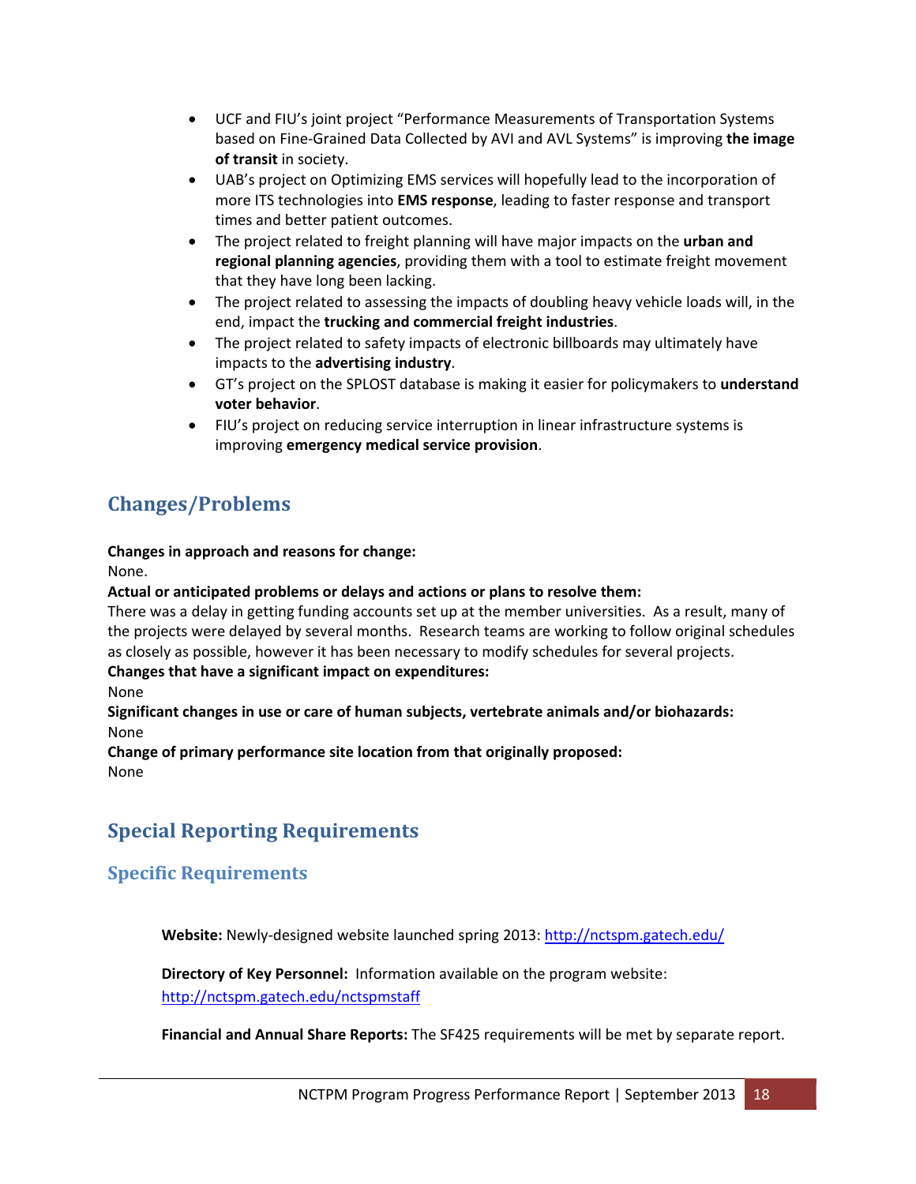- UCF and FIU's joint project "Performance Measurements of Transportation Systems based on Fine-Grained Data Collected by AVI and AVL Systems" is improving **the image of transit** in society.
- UAB's project on Optimizing EMS services will hopefully lead to the incorporation of more ITS technologies into **EMS response**, leading to faster response and transport times and better patient outcomes.
- The project related to freight planning will have major impacts on the **urban and regional planning agencies**, providing them with a tool to estimate freight movement that they have long been lacking.
- The project related to assessing the impacts of doubling heavy vehicle loads will, in the end, impact the **trucking and commercial freight industries**.
- The project related to safety impacts of electronic billboards may ultimately have impacts to the **advertising industry**.
- GT's project on the SPLOST database is making it easier for policymakers to **understand voter behavior**.
- FIU's project on reducing service interruption in linear infrastructure systems is improving **emergency medical service provision**.

## Changes/Problems

**Changes in approach and reasons for change:**
None.

**Actual or anticipated problems or delays and actions or plans to resolve them:**
There was a delay in getting funding accounts set up at the member universities. As a result, many of the projects were delayed by several months. Research teams are working to follow original schedules as closely as possible, however it has been necessary to modify schedules for several projects.

**Changes that have a significant impact on expenditures:**
None

**Significant changes in use or care of human subjects, vertebrate animals and/or biohazards:**
None

**Change of primary performance site location from that originally proposed:**
None

## Special Reporting Requirements

### Specific Requirements

**Website:** Newly-designed website launched spring 2013: http://nctspm.gatech.edu/

**Directory of Key Personnel:** Information available on the program website: http://nctspm.gatech.edu/nctspmstaff

**Financial and Annual Share Reports:** The SF425 requirements will be met by separate report.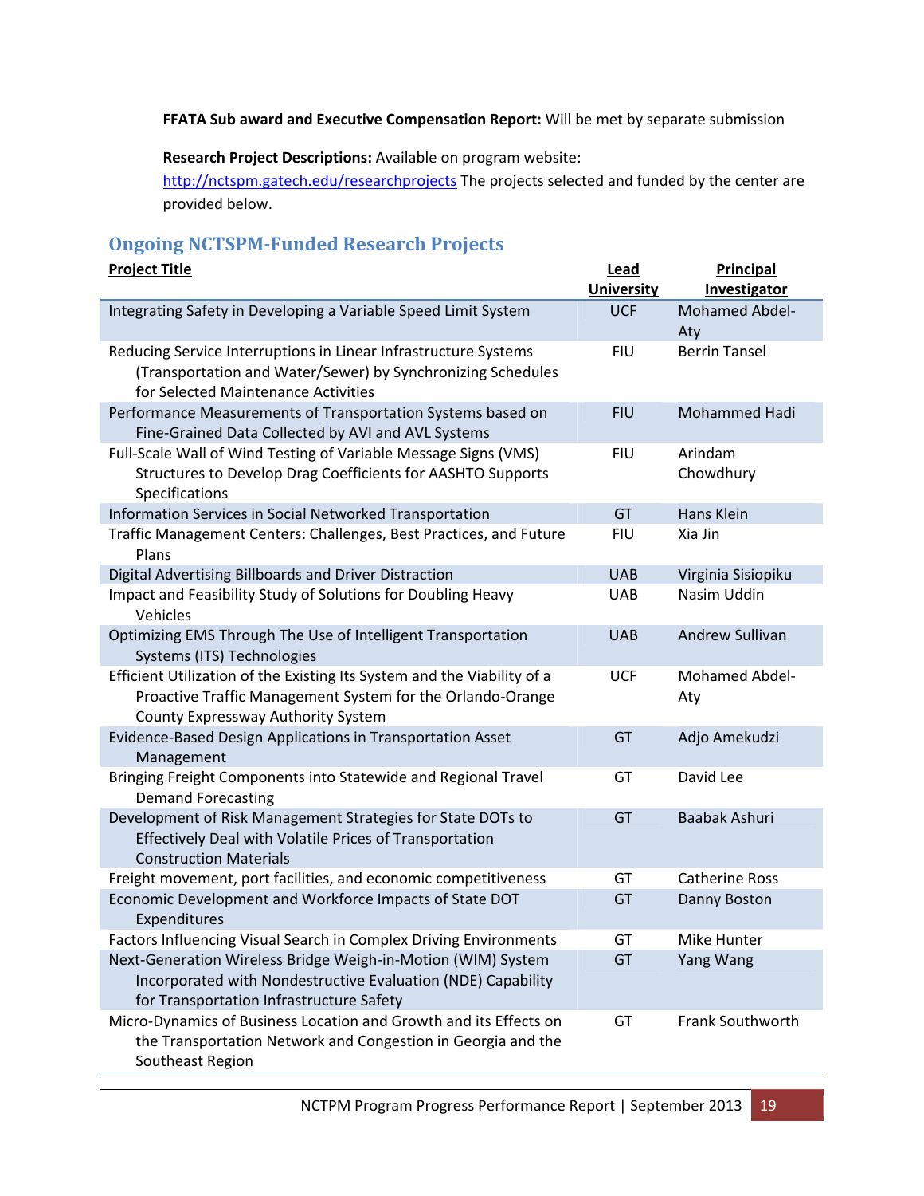**FFATA Sub award and Executive Compensation Report:** Will be met by separate submission

**Research Project Descriptions:** Available on program website: http://nctspm.gatech.edu/researchprojects The projects selected and funded by the center are provided below.

## Ongoing NCTSPM-Funded Research Projects

| Project Title | Lead University | Principal Investigator |
|---|---|---|
| Integrating Safety in Developing a Variable Speed Limit System | UCF | Mohamed Abdel-Aty |
| Reducing Service Interruptions in Linear Infrastructure Systems (Transportation and Water/Sewer) by Synchronizing Schedules for Selected Maintenance Activities | FIU | Berrin Tansel |
| Performance Measurements of Transportation Systems based on Fine-Grained Data Collected by AVI and AVL Systems | FIU | Mohammed Hadi |
| Full-Scale Wall of Wind Testing of Variable Message Signs (VMS) Structures to Develop Drag Coefficients for AASHTO Supports Specifications | FIU | Arindam Chowdhury |
| Information Services in Social Networked Transportation | GT | Hans Klein |
| Traffic Management Centers: Challenges, Best Practices, and Future Plans | FIU | Xia Jin |
| Digital Advertising Billboards and Driver Distraction | UAB | Virginia Sisiopiku |
| Impact and Feasibility Study of Solutions for Doubling Heavy Vehicles | UAB | Nasim Uddin |
| Optimizing EMS Through The Use of Intelligent Transportation Systems (ITS) Technologies | UAB | Andrew Sullivan |
| Efficient Utilization of the Existing Its System and the Viability of a Proactive Traffic Management System for the Orlando-Orange County Expressway Authority System | UCF | Mohamed Abdel-Aty |
| Evidence-Based Design Applications in Transportation Asset Management | GT | Adjo Amekudzi |
| Bringing Freight Components into Statewide and Regional Travel Demand Forecasting | GT | David Lee |
| Development of Risk Management Strategies for State DOTs to Effectively Deal with Volatile Prices of Transportation Construction Materials | GT | Baabak Ashuri |
| Freight movement, port facilities, and economic competitiveness | GT | Catherine Ross |
| Economic Development and Workforce Impacts of State DOT Expenditures | GT | Danny Boston |
| Factors Influencing Visual Search in Complex Driving Environments | GT | Mike Hunter |
| Next-Generation Wireless Bridge Weigh-in-Motion (WIM) System Incorporated with Nondestructive Evaluation (NDE) Capability for Transportation Infrastructure Safety | GT | Yang Wang |
| Micro-Dynamics of Business Location and Growth and its Effects on the Transportation Network and Congestion in Georgia and the Southeast Region | GT | Frank Southworth |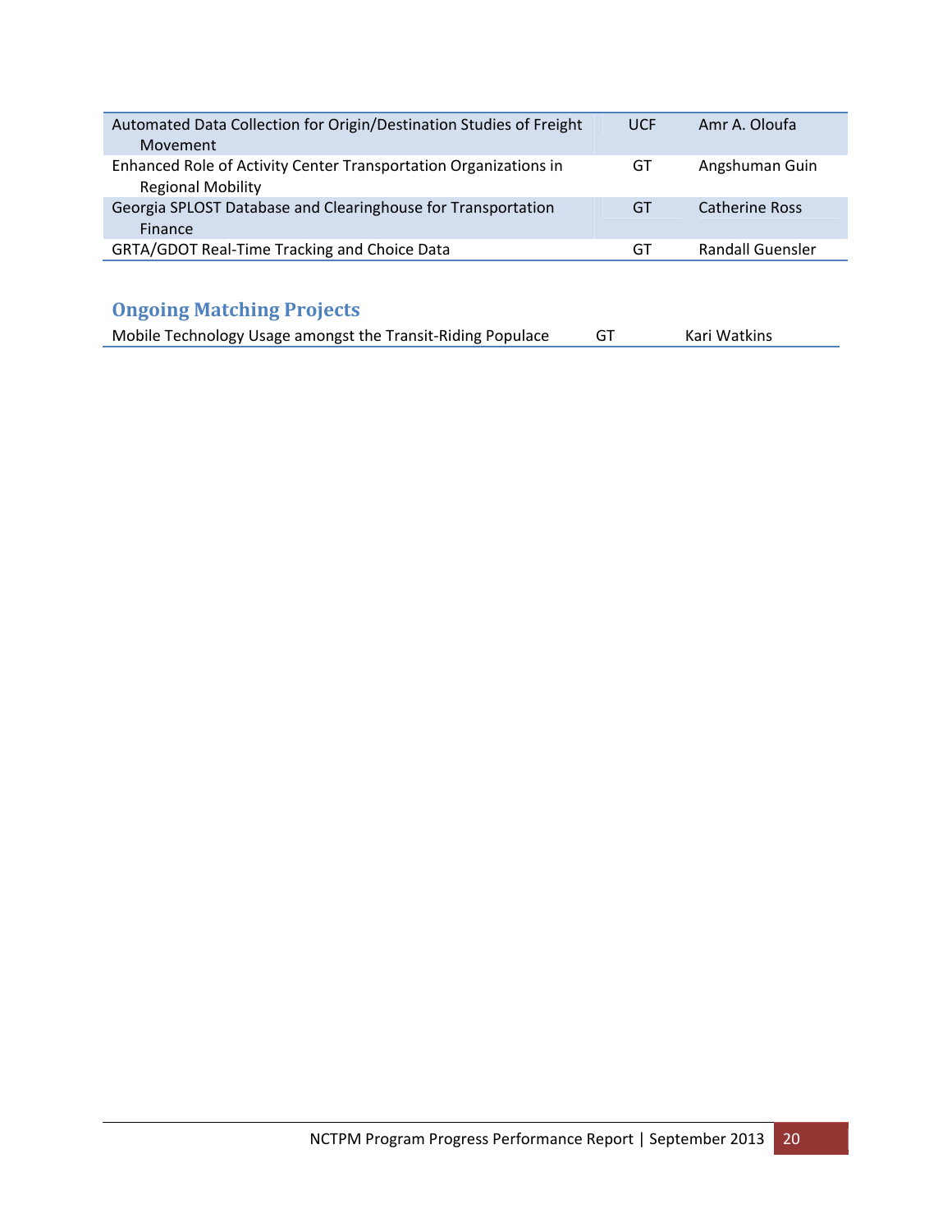| | | |
|---|---|---|
| Automated Data Collection for Origin/Destination Studies of Freight Movement | UCF | Amr A. Oloufa |
| Enhanced Role of Activity Center Transportation Organizations in Regional Mobility | GT | Angshuman Guin |
| Georgia SPLOST Database and Clearinghouse for Transportation Finance | GT | Catherine Ross |
| GRTA/GDOT Real-Time Tracking and Choice Data | GT | Randall Guensler |

## Ongoing Matching Projects

| | | |
|---|---|---|
| Mobile Technology Usage amongst the Transit-Riding Populace | GT | Kari Watkins |